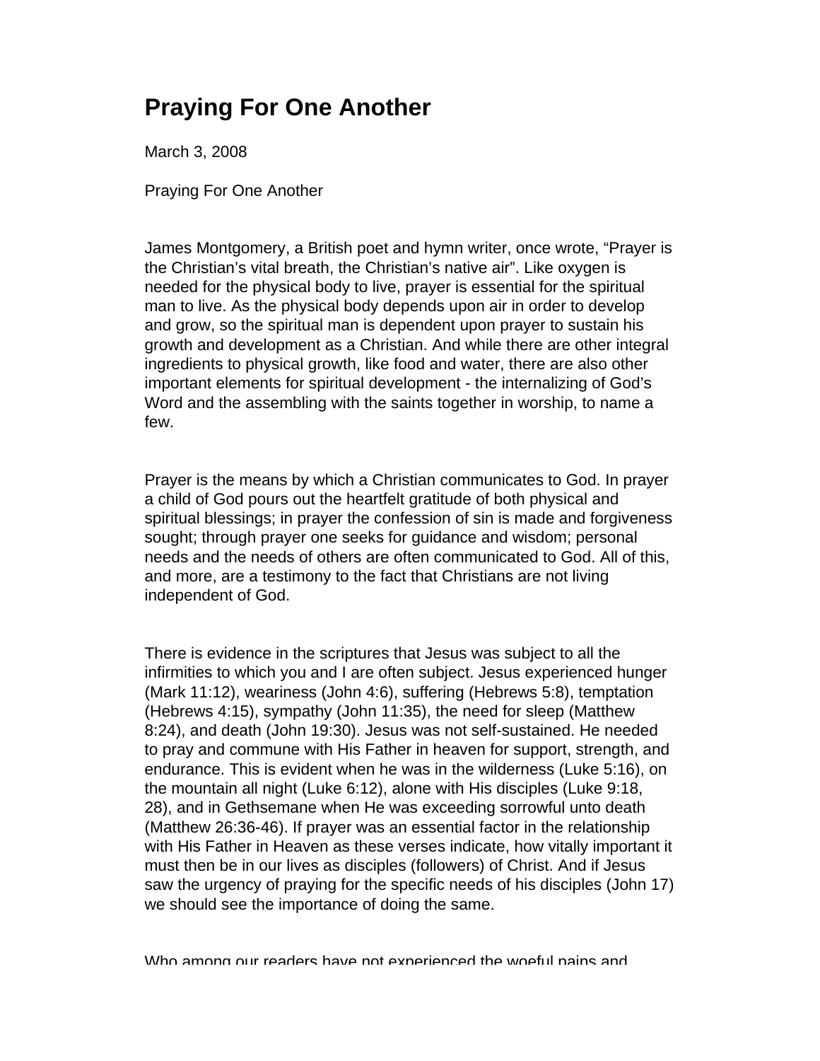# Praying For One Another

March 3, 2008

Praying For One Another

James Montgomery, a British poet and hymn writer, once wrote, “Prayer is the Christian’s vital breath, the Christian’s native air”. Like oxygen is needed for the physical body to live, prayer is essential for the spiritual man to live. As the physical body depends upon air in order to develop and grow, so the spiritual man is dependent upon prayer to sustain his growth and development as a Christian. And while there are other integral ingredients to physical growth, like food and water, there are also other important elements for spiritual development - the internalizing of God’s Word and the assembling with the saints together in worship, to name a few.

Prayer is the means by which a Christian communicates to God. In prayer a child of God pours out the heartfelt gratitude of both physical and spiritual blessings; in prayer the confession of sin is made and forgiveness sought; through prayer one seeks for guidance and wisdom; personal needs and the needs of others are often communicated to God. All of this, and more, are a testimony to the fact that Christians are not living independent of God.

There is evidence in the scriptures that Jesus was subject to all the infirmities to which you and I are often subject. Jesus experienced hunger (Mark 11:12), weariness (John 4:6), suffering (Hebrews 5:8), temptation (Hebrews 4:15), sympathy (John 11:35), the need for sleep (Matthew 8:24), and death (John 19:30). Jesus was not self-sustained. He needed to pray and commune with His Father in heaven for support, strength, and endurance. This is evident when he was in the wilderness (Luke 5:16), on the mountain all night (Luke 6:12), alone with His disciples (Luke 9:18, 28), and in Gethsemane when He was exceeding sorrowful unto death (Matthew 26:36-46). If prayer was an essential factor in the relationship with His Father in Heaven as these verses indicate, how vitally important it must then be in our lives as disciples (followers) of Christ. And if Jesus saw the urgency of praying for the specific needs of his disciples (John 17) we should see the importance of doing the same.

Who among our readers have not experienced the woeful pains and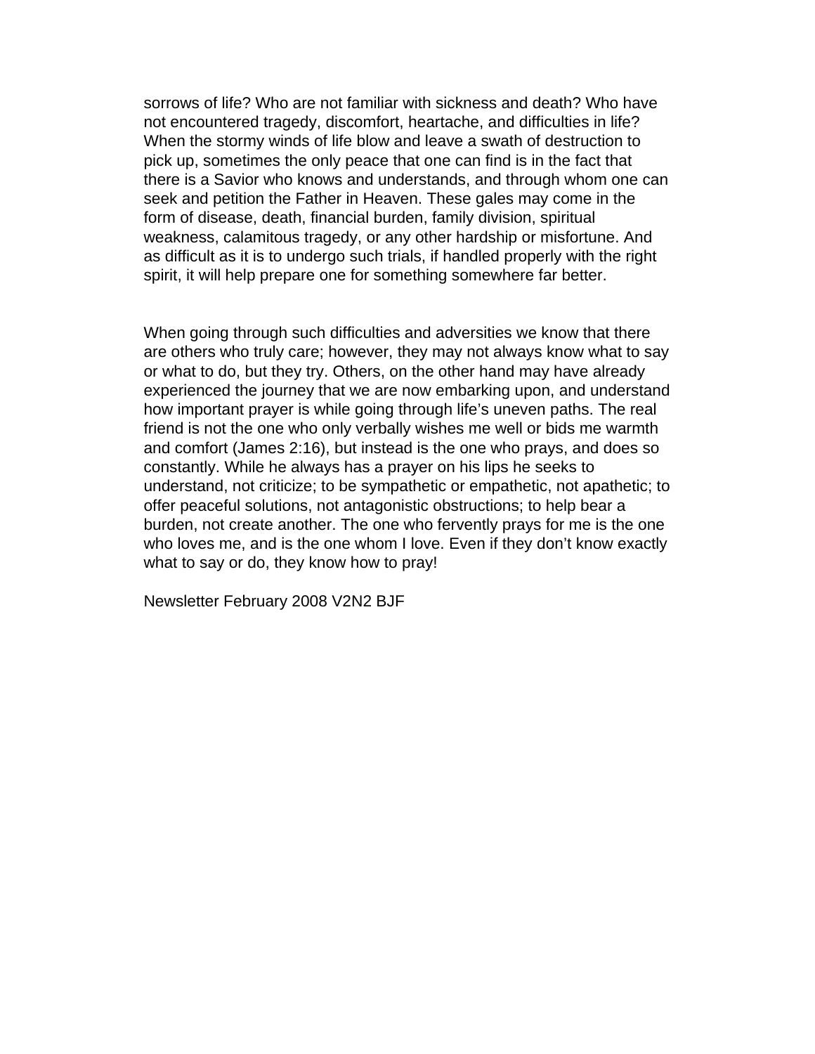sorrows of life? Who are not familiar with sickness and death? Who have not encountered tragedy, discomfort, heartache, and difficulties in life? When the stormy winds of life blow and leave a swath of destruction to pick up, sometimes the only peace that one can find is in the fact that there is a Savior who knows and understands, and through whom one can seek and petition the Father in Heaven. These gales may come in the form of disease, death, financial burden, family division, spiritual weakness, calamitous tragedy, or any other hardship or misfortune. And as difficult as it is to undergo such trials, if handled properly with the right spirit, it will help prepare one for something somewhere far better.

When going through such difficulties and adversities we know that there are others who truly care; however, they may not always know what to say or what to do, but they try. Others, on the other hand may have already experienced the journey that we are now embarking upon, and understand how important prayer is while going through life's uneven paths. The real friend is not the one who only verbally wishes me well or bids me warmth and comfort (James 2:16), but instead is the one who prays, and does so constantly. While he always has a prayer on his lips he seeks to understand, not criticize; to be sympathetic or empathetic, not apathetic; to offer peaceful solutions, not antagonistic obstructions; to help bear a burden, not create another. The one who fervently prays for me is the one who loves me, and is the one whom I love. Even if they don't know exactly what to say or do, they know how to pray!

Newsletter February 2008 V2N2 BJF